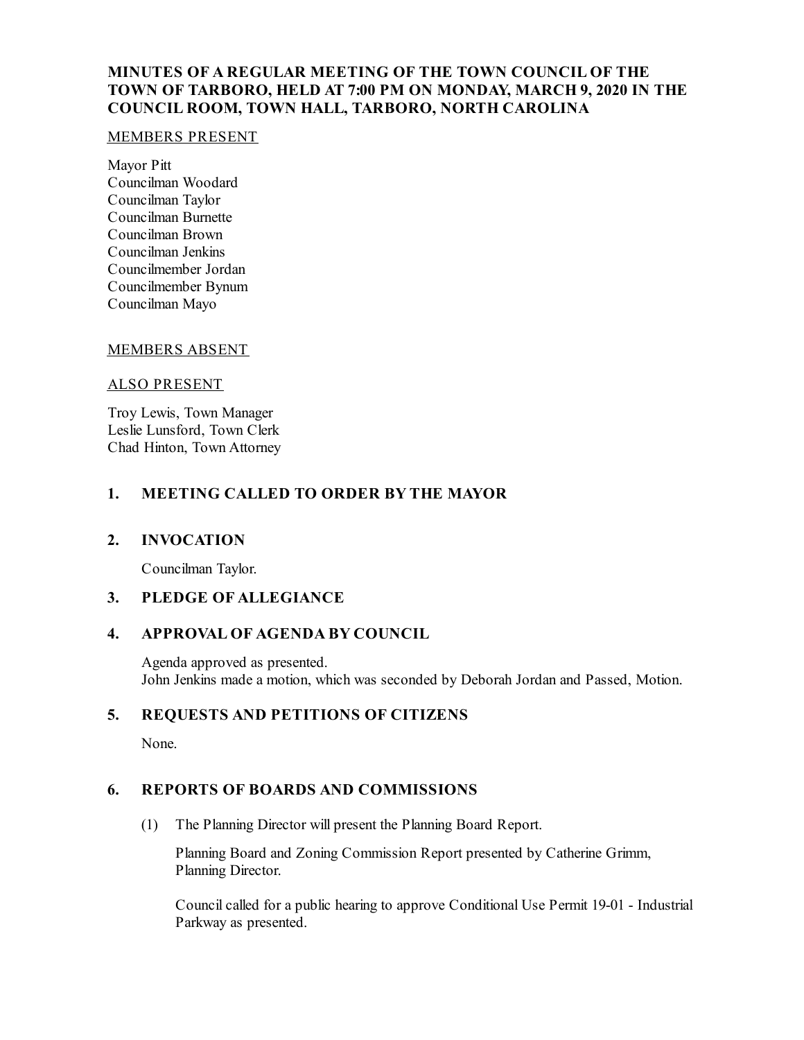# MINUTES OF A REGULAR MEETING OF THE TOWN COUNCIL OF THE TOWN OF TARBORO, HELD AT 7:00 PM ON MONDAY, MARCH 9, 2020 IN THE COUNCIL ROOM, TOWN HALL, TARBORO, NORTH CAROLINA

MEMBERS PRESENT

Mayor Pitt
Councilman Woodard
Councilman Taylor
Councilman Burnette
Councilman Brown
Councilman Jenkins
Councilmember Jordan
Councilmember Bynum
Councilman Mayo

MEMBERS ABSENT

ALSO PRESENT

Troy Lewis, Town Manager
Leslie Lunsford, Town Clerk
Chad Hinton, Town Attorney

## 1. MEETING CALLED TO ORDER BY THE MAYOR

## 2. INVOCATION

Councilman Taylor.

## 3. PLEDGE OF ALLEGIANCE

## 4. APPROVAL OF AGENDA BY COUNCIL

Agenda approved as presented.
John Jenkins made a motion, which was seconded by Deborah Jordan and Passed, Motion.

## 5. REQUESTS AND PETITIONS OF CITIZENS

None.

## 6. REPORTS OF BOARDS AND COMMISSIONS

(1) The Planning Director will present the Planning Board Report.

Planning Board and Zoning Commission Report presented by Catherine Grimm, Planning Director.

Council called for a public hearing to approve Conditional Use Permit 19-01 - Industrial Parkway as presented.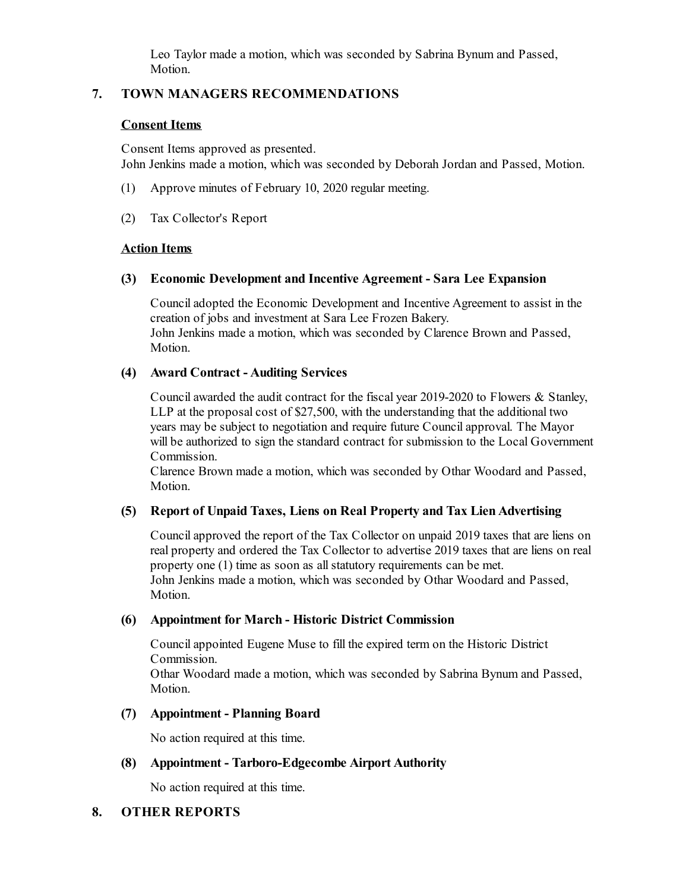Leo Taylor made a motion, which was seconded by Sabrina Bynum and Passed, Motion.

## 7. TOWN MANAGERS RECOMMENDATIONS

### Consent Items

Consent Items approved as presented.
John Jenkins made a motion, which was seconded by Deborah Jordan and Passed, Motion.

(1) Approve minutes of February 10, 2020 regular meeting.

(2) Tax Collector's Report

### Action Items

#### (3) Economic Development and Incentive Agreement - Sara Lee Expansion

Council adopted the Economic Development and Incentive Agreement to assist in the creation of jobs and investment at Sara Lee Frozen Bakery.
John Jenkins made a motion, which was seconded by Clarence Brown and Passed, Motion.

#### (4) Award Contract - Auditing Services

Council awarded the audit contract for the fiscal year 2019-2020 to Flowers & Stanley, LLP at the proposal cost of $27,500, with the understanding that the additional two years may be subject to negotiation and require future Council approval. The Mayor will be authorized to sign the standard contract for submission to the Local Government Commission.
Clarence Brown made a motion, which was seconded by Othar Woodard and Passed, Motion.

#### (5) Report of Unpaid Taxes, Liens on Real Property and Tax Lien Advertising

Council approved the report of the Tax Collector on unpaid 2019 taxes that are liens on real property and ordered the Tax Collector to advertise 2019 taxes that are liens on real property one (1) time as soon as all statutory requirements can be met.
John Jenkins made a motion, which was seconded by Othar Woodard and Passed, Motion.

#### (6) Appointment for March - Historic District Commission

Council appointed Eugene Muse to fill the expired term on the Historic District Commission.
Othar Woodard made a motion, which was seconded by Sabrina Bynum and Passed, Motion.

#### (7) Appointment - Planning Board

No action required at this time.

#### (8) Appointment - Tarboro-Edgecombe Airport Authority

No action required at this time.

## 8. OTHER REPORTS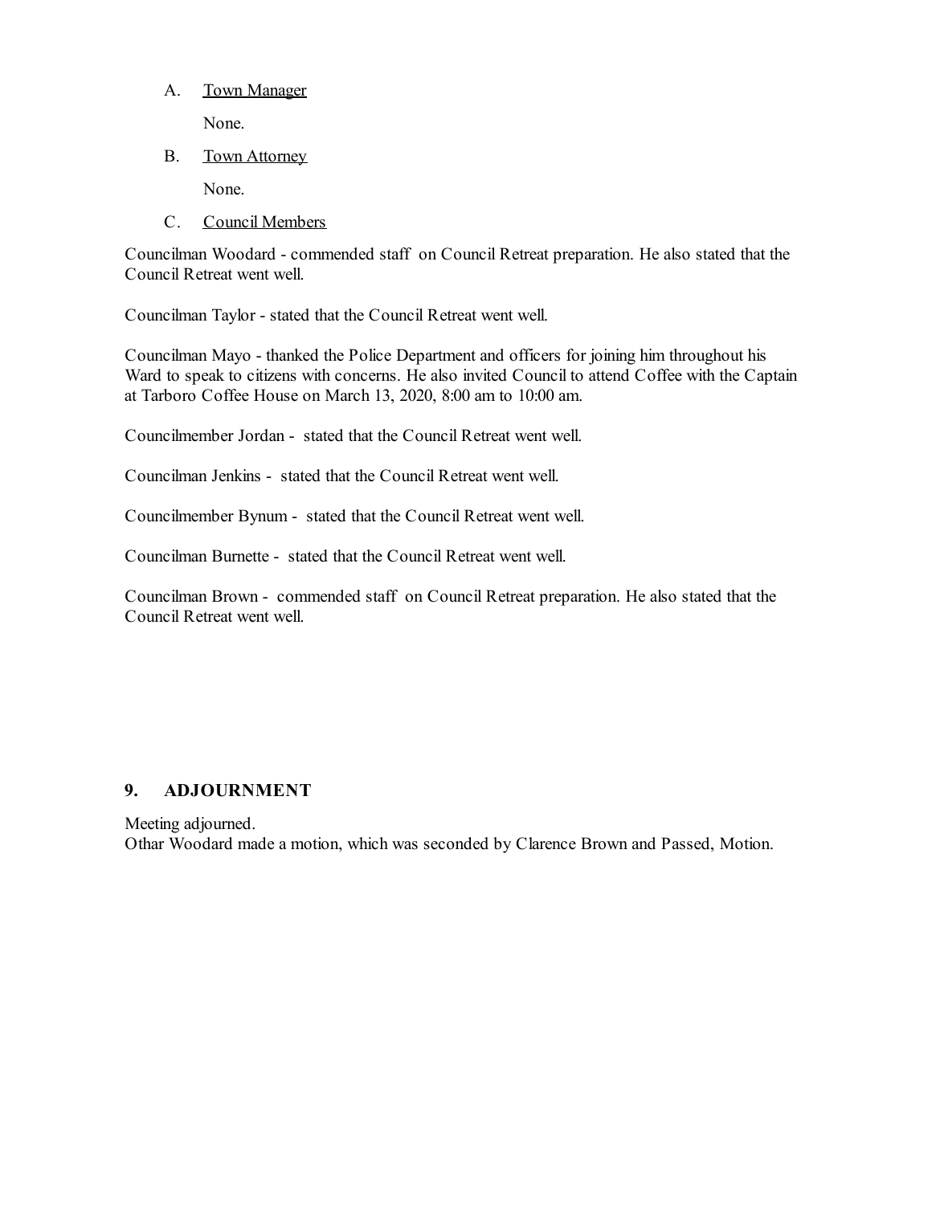A. Town Manager

None.

B. Town Attorney

None.

C. Council Members

Councilman Woodard - commended staff on Council Retreat preparation. He also stated that the Council Retreat went well.

Councilman Taylor - stated that the Council Retreat went well.

Councilman Mayo - thanked the Police Department and officers for joining him throughout his Ward to speak to citizens with concerns. He also invited Council to attend Coffee with the Captain at Tarboro Coffee House on March 13, 2020, 8:00 am to 10:00 am.

Councilmember Jordan - stated that the Council Retreat went well.

Councilman Jenkins - stated that the Council Retreat went well.

Councilmember Bynum - stated that the Council Retreat went well.

Councilman Burnette - stated that the Council Retreat went well.

Councilman Brown - commended staff on Council Retreat preparation. He also stated that the Council Retreat went well.

## 9. ADJOURNMENT

Meeting adjourned.
Othar Woodard made a motion, which was seconded by Clarence Brown and Passed, Motion.